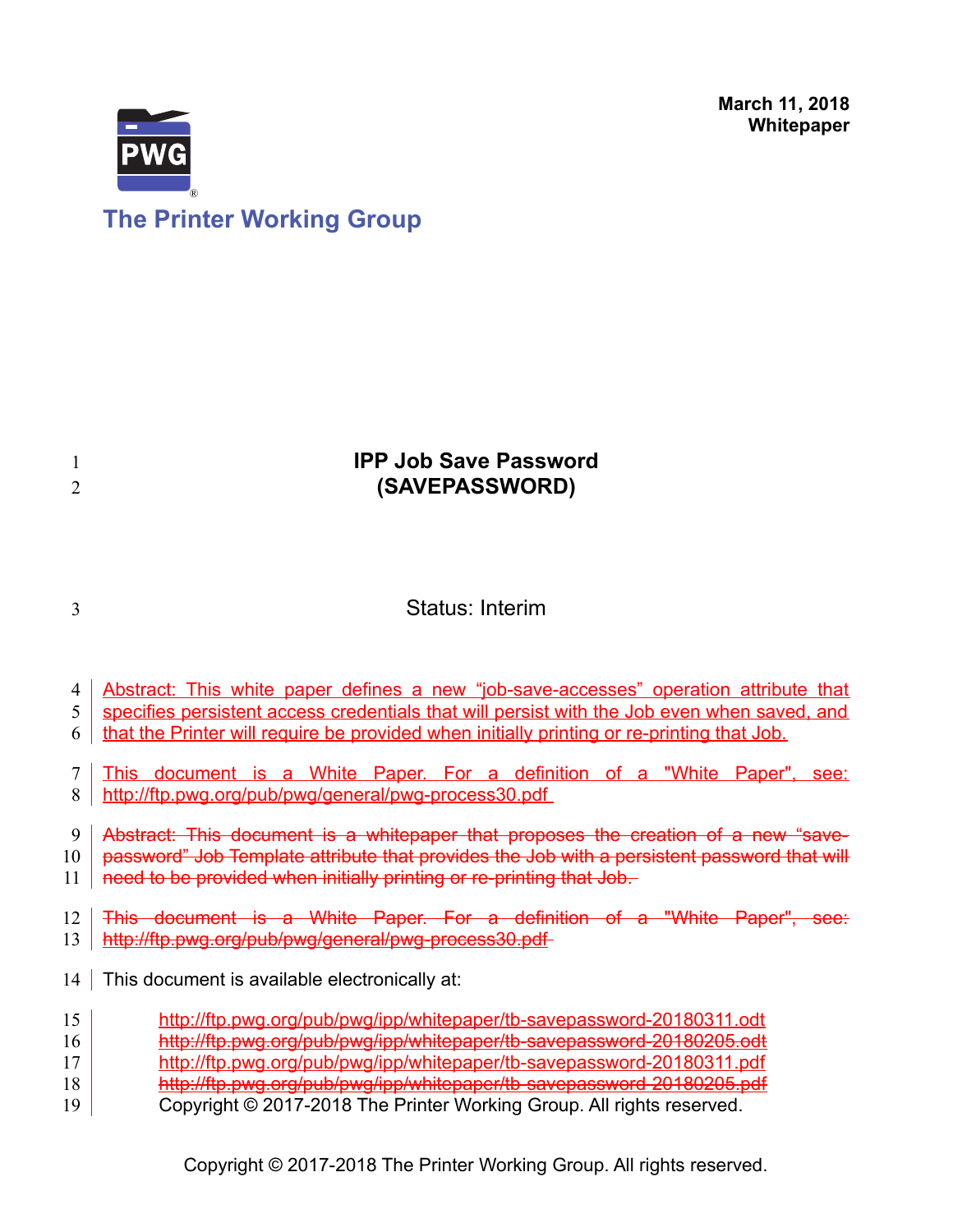March 11, 2018
**Whitepaper**

The Printer Working Group

# IPP Job Save Password (SAVEPASSWORD)

Status: Interim

Abstract: This white paper defines a new “job-save-accesses” operation attribute that specifies persistent access credentials that will persist with the Job even when saved, and that the Printer will require be provided when initially printing or re-printing that Job.

This document is a White Paper. For a definition of a "White Paper", see: http://ftp.pwg.org/pub/pwg/general/pwg-process30.pdf

~~Abstract: This document is a whitepaper that proposes the creation of a new “save-password” Job Template attribute that provides the Job with a persistent password that will need to be provided when initially printing or re-printing that Job.~~

~~This document is a White Paper. For a definition of a "White Paper", see: http://ftp.pwg.org/pub/pwg/general/pwg-process30.pdf~~

This document is available electronically at:

http://ftp.pwg.org/pub/pwg/ipp/whitepaper/tb-savepassword-20180311.odt
~~http://ftp.pwg.org/pub/pwg/ipp/whitepaper/tb-savepassword-20180205.odt~~
http://ftp.pwg.org/pub/pwg/ipp/whitepaper/tb-savepassword-20180311.pdf
~~http://ftp.pwg.org/pub/pwg/ipp/whitepaper/tb-savepassword-20180205.pdf~~

Copyright © 2017-2018 The Printer Working Group. All rights reserved.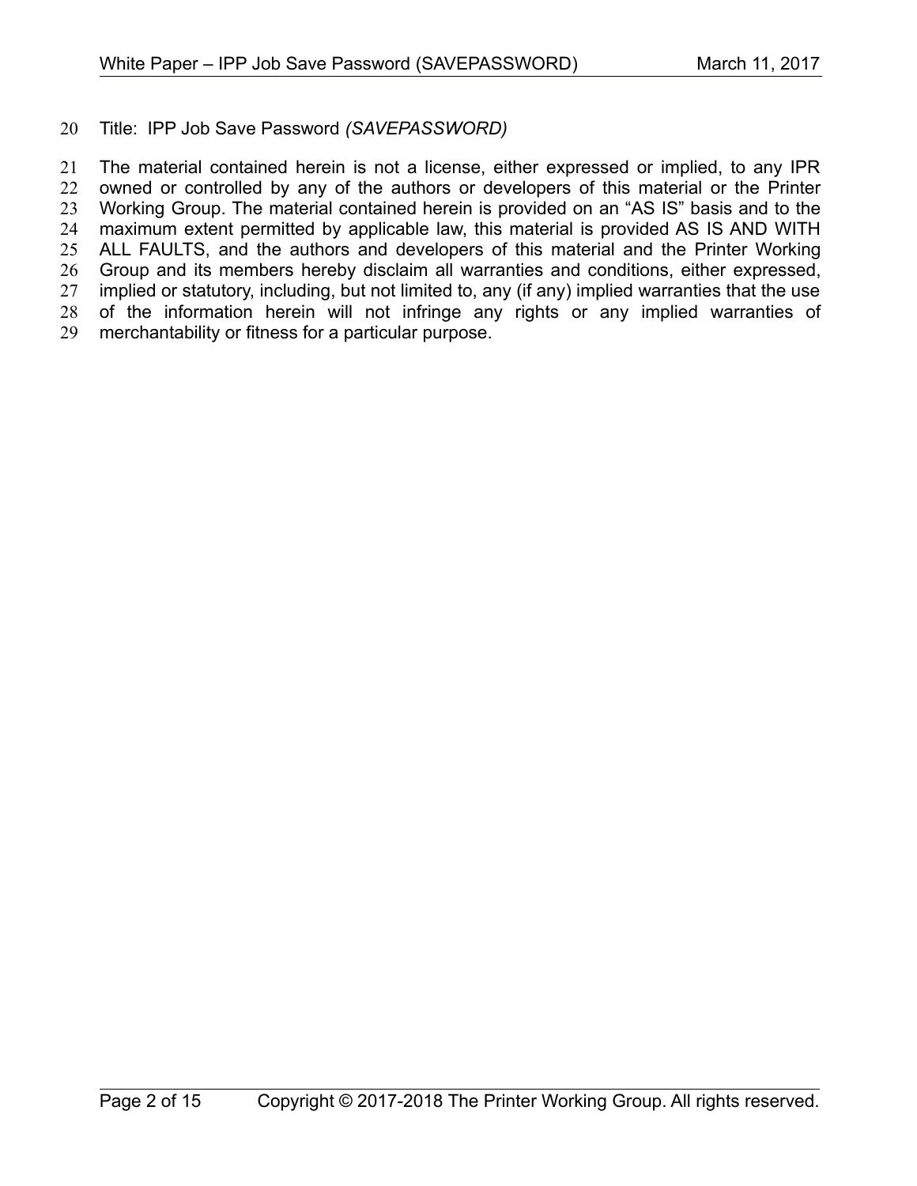Title: IPP Job Save Password *(SAVEPASSWORD)*

The material contained herein is not a license, either expressed or implied, to any IPR owned or controlled by any of the authors or developers of this material or the Printer Working Group. The material contained herein is provided on an "AS IS" basis and to the maximum extent permitted by applicable law, this material is provided AS IS AND WITH ALL FAULTS, and the authors and developers of this material and the Printer Working Group and its members hereby disclaim all warranties and conditions, either expressed, implied or statutory, including, but not limited to, any (if any) implied warranties that the use of the information herein will not infringe any rights or any implied warranties of merchantability or fitness for a particular purpose.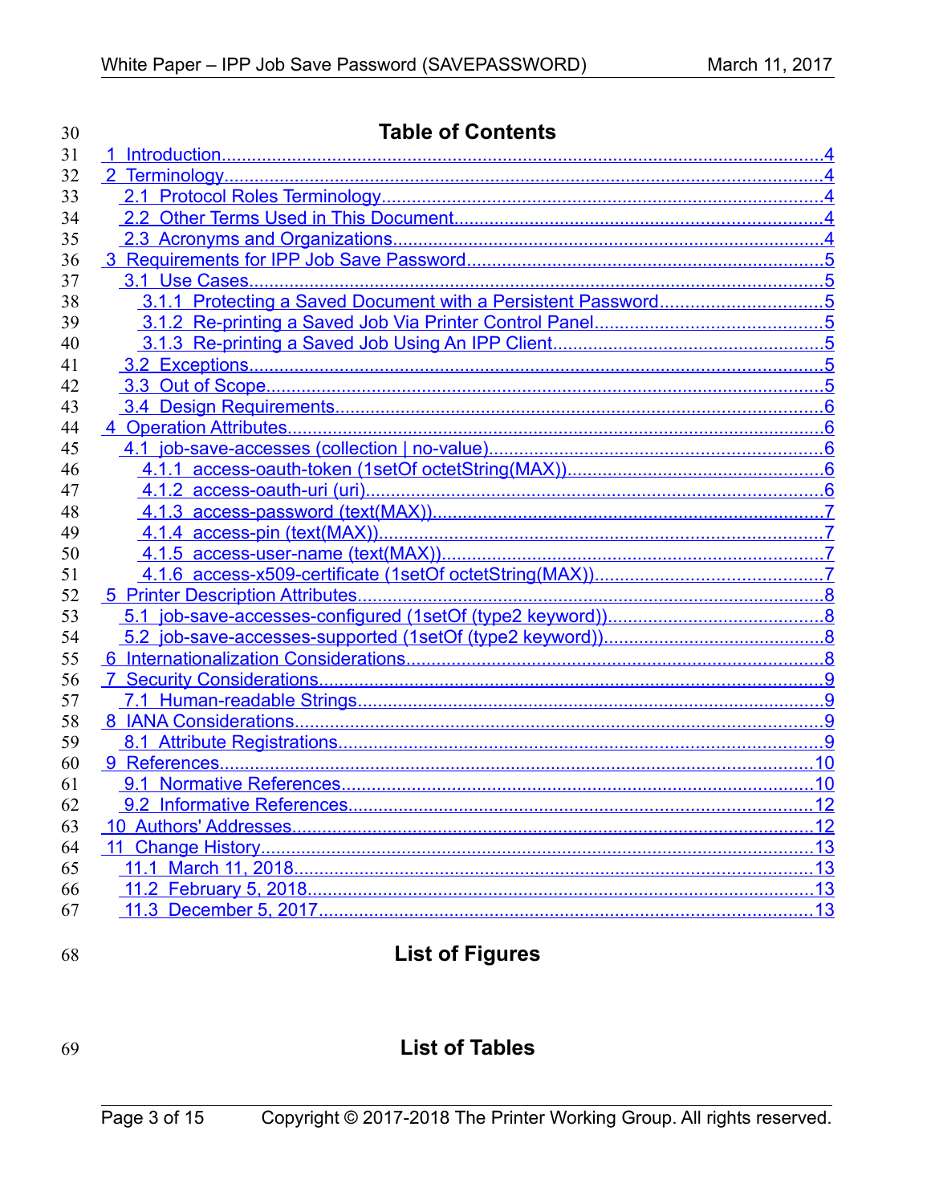# Table of Contents

- 1 Introduction....4
- 2 Terminology....4
  - 2.1 Protocol Roles Terminology....4
  - 2.2 Other Terms Used in This Document....4
  - 2.3 Acronyms and Organizations....4
- 3 Requirements for IPP Job Save Password....5
  - 3.1 Use Cases....5
    - 3.1.1 Protecting a Saved Document with a Persistent Password....5
    - 3.1.2 Re-printing a Saved Job Via Printer Control Panel....5
    - 3.1.3 Re-printing a Saved Job Using An IPP Client....5
  - 3.2 Exceptions....5
  - 3.3 Out of Scope....5
  - 3.4 Design Requirements....6
- 4 Operation Attributes....6
  - 4.1 job-save-accesses (collection | no-value)....6
    - 4.1.1 access-oauth-token (1setOf octetString(MAX))....6
    - 4.1.2 access-oauth-uri (uri)....6
    - 4.1.3 access-password (text(MAX))....7
    - 4.1.4 access-pin (text(MAX))....7
    - 4.1.5 access-user-name (text(MAX))....7
    - 4.1.6 access-x509-certificate (1setOf octetString(MAX))....7
- 5 Printer Description Attributes....8
  - 5.1 job-save-accesses-configured (1setOf (type2 keyword))....8
  - 5.2 job-save-accesses-supported (1setOf (type2 keyword))....8
- 6 Internationalization Considerations....8
- 7 Security Considerations....9
  - 7.1 Human-readable Strings....9
- 8 IANA Considerations....9
  - 8.1 Attribute Registrations....9
- 9 References....10
  - 9.1 Normative References....10
  - 9.2 Informative References....12
- 10 Authors' Addresses....12
- 11 Change History....13
  - 11.1 March 11, 2018....13
  - 11.2 February 5, 2018....13
  - 11.3 December 5, 2017....13

# List of Figures

# List of Tables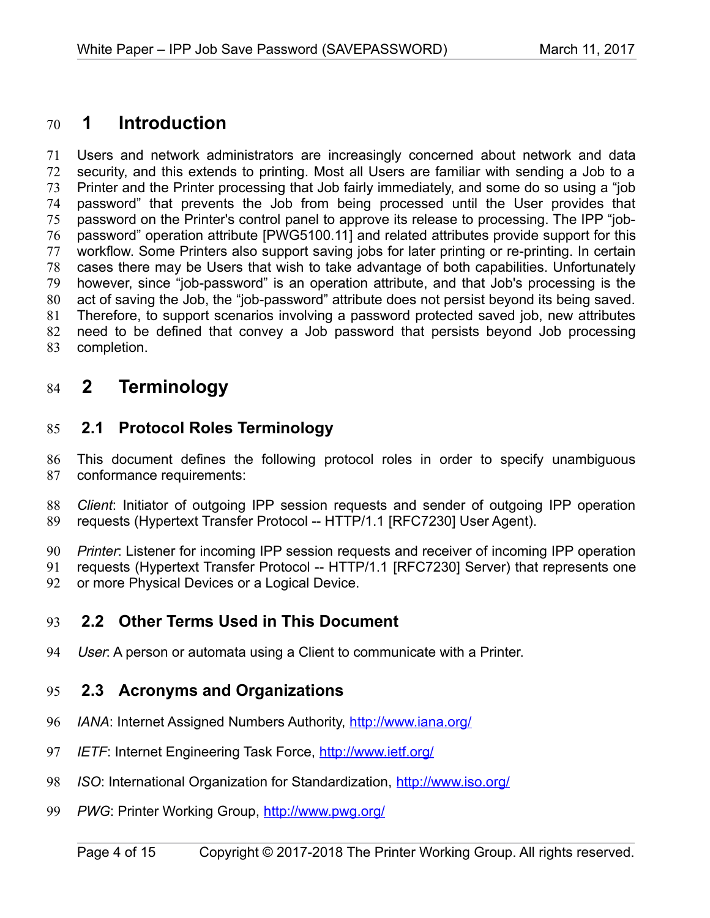# 1 Introduction

Users and network administrators are increasingly concerned about network and data security, and this extends to printing. Most all Users are familiar with sending a Job to a Printer and the Printer processing that Job fairly immediately, and some do so using a “job password” that prevents the Job from being processed until the User provides that password on the Printer's control panel to approve its release to processing. The IPP “job-password” operation attribute [PWG5100.11] and related attributes provide support for this workflow. Some Printers also support saving jobs for later printing or re-printing. In certain cases there may be Users that wish to take advantage of both capabilities. Unfortunately however, since “job-password” is an operation attribute, and that Job's processing is the act of saving the Job, the “job-password” attribute does not persist beyond its being saved. Therefore, to support scenarios involving a password protected saved job, new attributes need to be defined that convey a Job password that persists beyond Job processing completion.

# 2 Terminology

## 2.1 Protocol Roles Terminology

This document defines the following protocol roles in order to specify unambiguous conformance requirements:

*Client*: Initiator of outgoing IPP session requests and sender of outgoing IPP operation requests (Hypertext Transfer Protocol -- HTTP/1.1 [RFC7230] User Agent).

*Printer*: Listener for incoming IPP session requests and receiver of incoming IPP operation requests (Hypertext Transfer Protocol -- HTTP/1.1 [RFC7230] Server) that represents one or more Physical Devices or a Logical Device.

## 2.2 Other Terms Used in This Document

*User*: A person or automata using a Client to communicate with a Printer.

## 2.3 Acronyms and Organizations

*IANA*: Internet Assigned Numbers Authority, http://www.iana.org/

*IETF*: Internet Engineering Task Force, http://www.ietf.org/

*ISO*: International Organization for Standardization, http://www.iso.org/

*PWG*: Printer Working Group, http://www.pwg.org/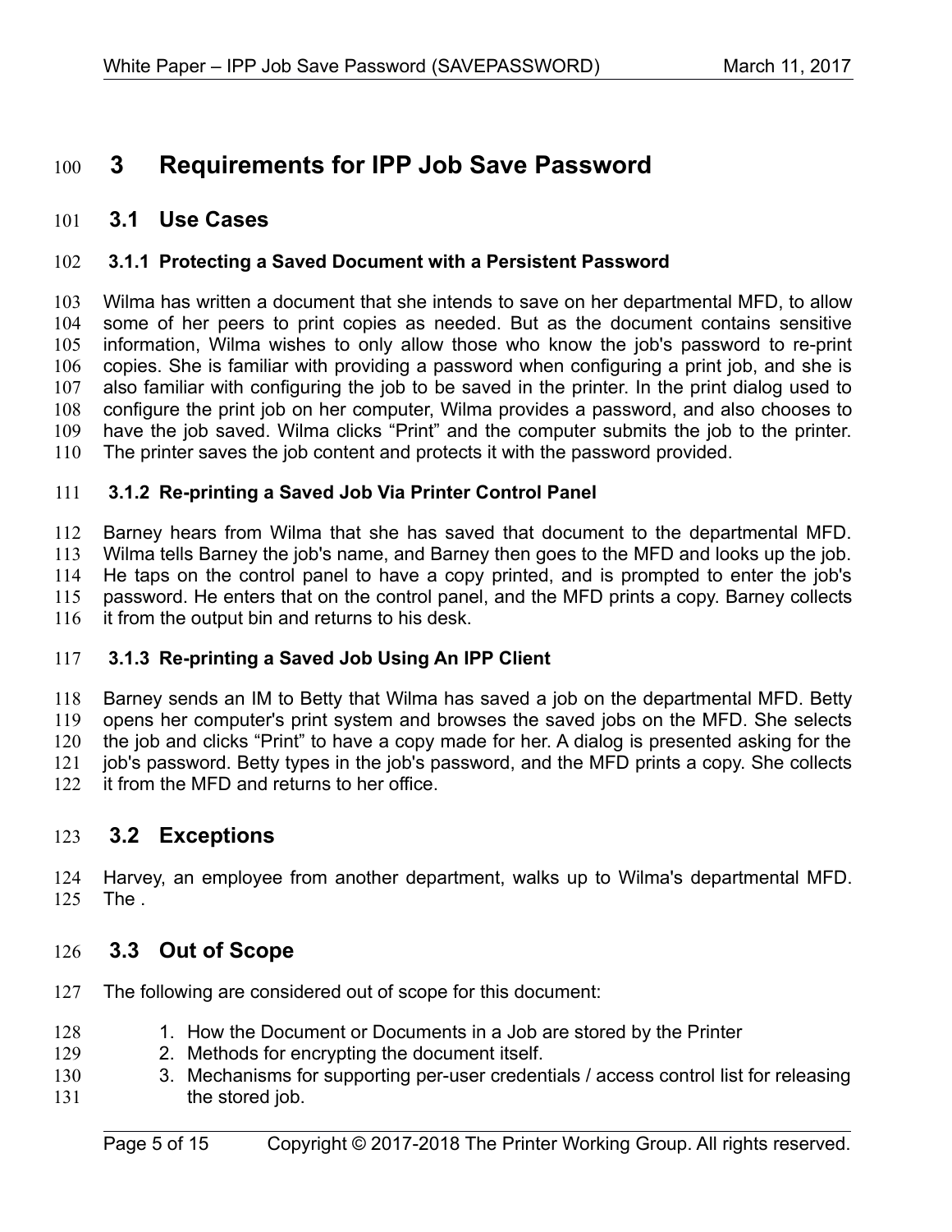# 3 Requirements for IPP Job Save Password

## 3.1 Use Cases

### 3.1.1 Protecting a Saved Document with a Persistent Password

Wilma has written a document that she intends to save on her departmental MFD, to allow some of her peers to print copies as needed. But as the document contains sensitive information, Wilma wishes to only allow those who know the job's password to re-print copies. She is familiar with providing a password when configuring a print job, and she is also familiar with configuring the job to be saved in the printer. In the print dialog used to configure the print job on her computer, Wilma provides a password, and also chooses to have the job saved. Wilma clicks "Print" and the computer submits the job to the printer. The printer saves the job content and protects it with the password provided.

### 3.1.2 Re-printing a Saved Job Via Printer Control Panel

Barney hears from Wilma that she has saved that document to the departmental MFD. Wilma tells Barney the job's name, and Barney then goes to the MFD and looks up the job. He taps on the control panel to have a copy printed, and is prompted to enter the job's password. He enters that on the control panel, and the MFD prints a copy. Barney collects it from the output bin and returns to his desk.

### 3.1.3 Re-printing a Saved Job Using An IPP Client

Barney sends an IM to Betty that Wilma has saved a job on the departmental MFD. Betty opens her computer's print system and browses the saved jobs on the MFD. She selects the job and clicks "Print" to have a copy made for her. A dialog is presented asking for the job's password. Betty types in the job's password, and the MFD prints a copy. She collects it from the MFD and returns to her office.

## 3.2 Exceptions

Harvey, an employee from another department, walks up to Wilma's departmental MFD. The .

## 3.3 Out of Scope

The following are considered out of scope for this document:

1. How the Document or Documents in a Job are stored by the Printer
2. Methods for encrypting the document itself.
3. Mechanisms for supporting per-user credentials / access control list for releasing the stored job.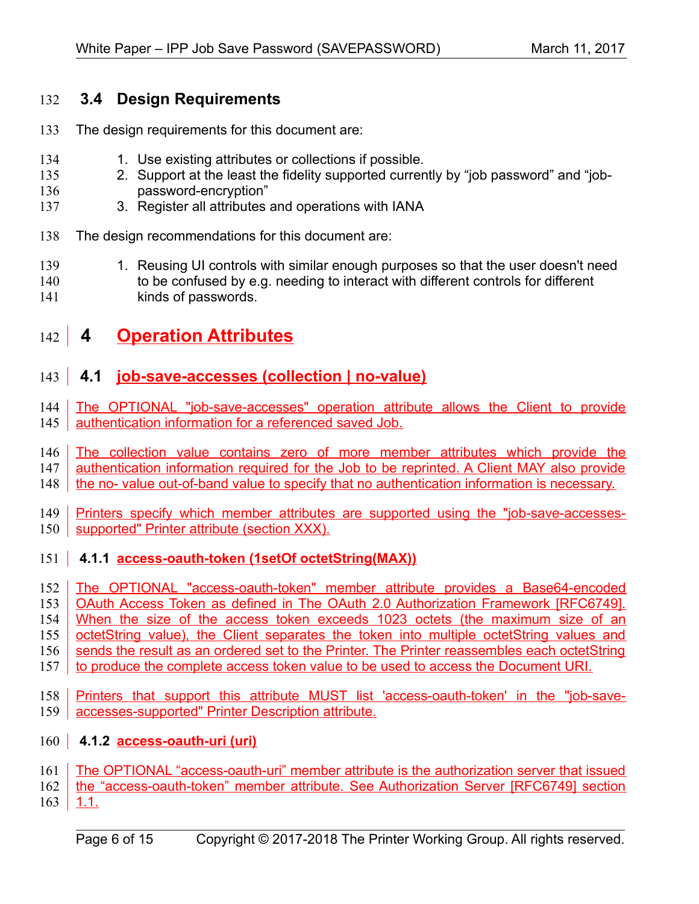## 3.4 Design Requirements

The design requirements for this document are:

1. Use existing attributes or collections if possible.
2. Support at the least the fidelity supported currently by “job password” and “job-password-encryption”
3. Register all attributes and operations with IANA

The design recommendations for this document are:

1. Reusing UI controls with similar enough purposes so that the user doesn't need to be confused by e.g. needing to interact with different controls for different kinds of passwords.

# 4 Operation Attributes

## 4.1 job-save-accesses (collection | no-value)

The OPTIONAL "job-save-accesses" operation attribute allows the Client to provide authentication information for a referenced saved Job.

The collection value contains zero of more member attributes which provide the authentication information required for the Job to be reprinted. A Client MAY also provide the no- value out-of-band value to specify that no authentication information is necessary.

Printers specify which member attributes are supported using the "job-save-accesses-supported" Printer attribute (section XXX).

### 4.1.1 access-oauth-token (1setOf octetString(MAX))

The OPTIONAL "access-oauth-token" member attribute provides a Base64-encoded OAuth Access Token as defined in The OAuth 2.0 Authorization Framework [RFC6749]. When the size of the access token exceeds 1023 octets (the maximum size of an octetString value), the Client separates the token into multiple octetString values and sends the result as an ordered set to the Printer. The Printer reassembles each octetString to produce the complete access token value to be used to access the Document URI.

Printers that support this attribute MUST list 'access-oauth-token' in the "job-save-accesses-supported" Printer Description attribute.

### 4.1.2 access-oauth-uri (uri)

The OPTIONAL “access-oauth-uri” member attribute is the authorization server that issued the “access-oauth-token” member attribute. See Authorization Server [RFC6749] section 1.1.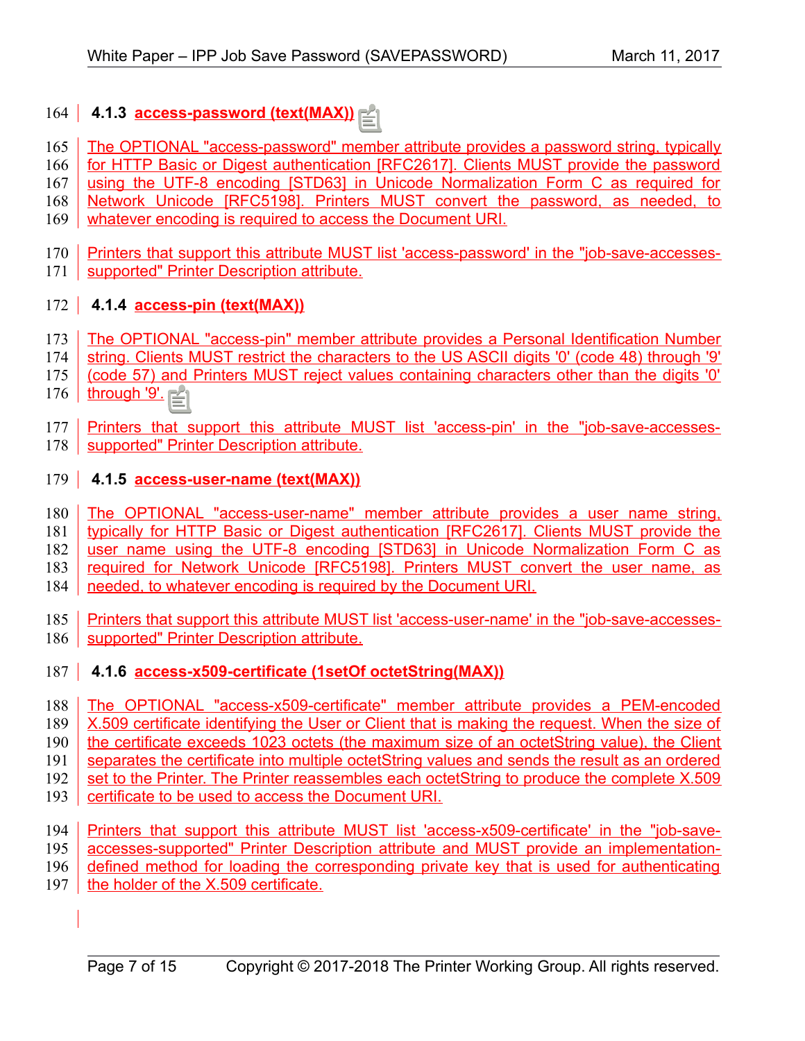### 4.1.3 access-password (text(MAX))

The OPTIONAL "access-password" member attribute provides a password string, typically for HTTP Basic or Digest authentication [RFC2617]. Clients MUST provide the password using the UTF-8 encoding [STD63] in Unicode Normalization Form C as required for Network Unicode [RFC5198]. Printers MUST convert the password, as needed, to whatever encoding is required to access the Document URI.

Printers that support this attribute MUST list 'access-password' in the "job-save-accesses-supported" Printer Description attribute.

### 4.1.4 access-pin (text(MAX))

The OPTIONAL "access-pin" member attribute provides a Personal Identification Number string. Clients MUST restrict the characters to the US ASCII digits '0' (code 48) through '9' (code 57) and Printers MUST reject values containing characters other than the digits '0' through '9'.

Printers that support this attribute MUST list 'access-pin' in the "job-save-accesses-supported" Printer Description attribute.

### 4.1.5 access-user-name (text(MAX))

The OPTIONAL "access-user-name" member attribute provides a user name string, typically for HTTP Basic or Digest authentication [RFC2617]. Clients MUST provide the user name using the UTF-8 encoding [STD63] in Unicode Normalization Form C as required for Network Unicode [RFC5198]. Printers MUST convert the user name, as needed, to whatever encoding is required by the Document URI.

Printers that support this attribute MUST list 'access-user-name' in the "job-save-accesses-supported" Printer Description attribute.

### 4.1.6 access-x509-certificate (1setOf octetString(MAX))

The OPTIONAL "access-x509-certificate" member attribute provides a PEM-encoded X.509 certificate identifying the User or Client that is making the request. When the size of the certificate exceeds 1023 octets (the maximum size of an octetString value), the Client separates the certificate into multiple octetString values and sends the result as an ordered set to the Printer. The Printer reassembles each octetString to produce the complete X.509 certificate to be used to access the Document URI.

Printers that support this attribute MUST list 'access-x509-certificate' in the "job-save-accesses-supported" Printer Description attribute and MUST provide an implementation-defined method for loading the corresponding private key that is used for authenticating the holder of the X.509 certificate.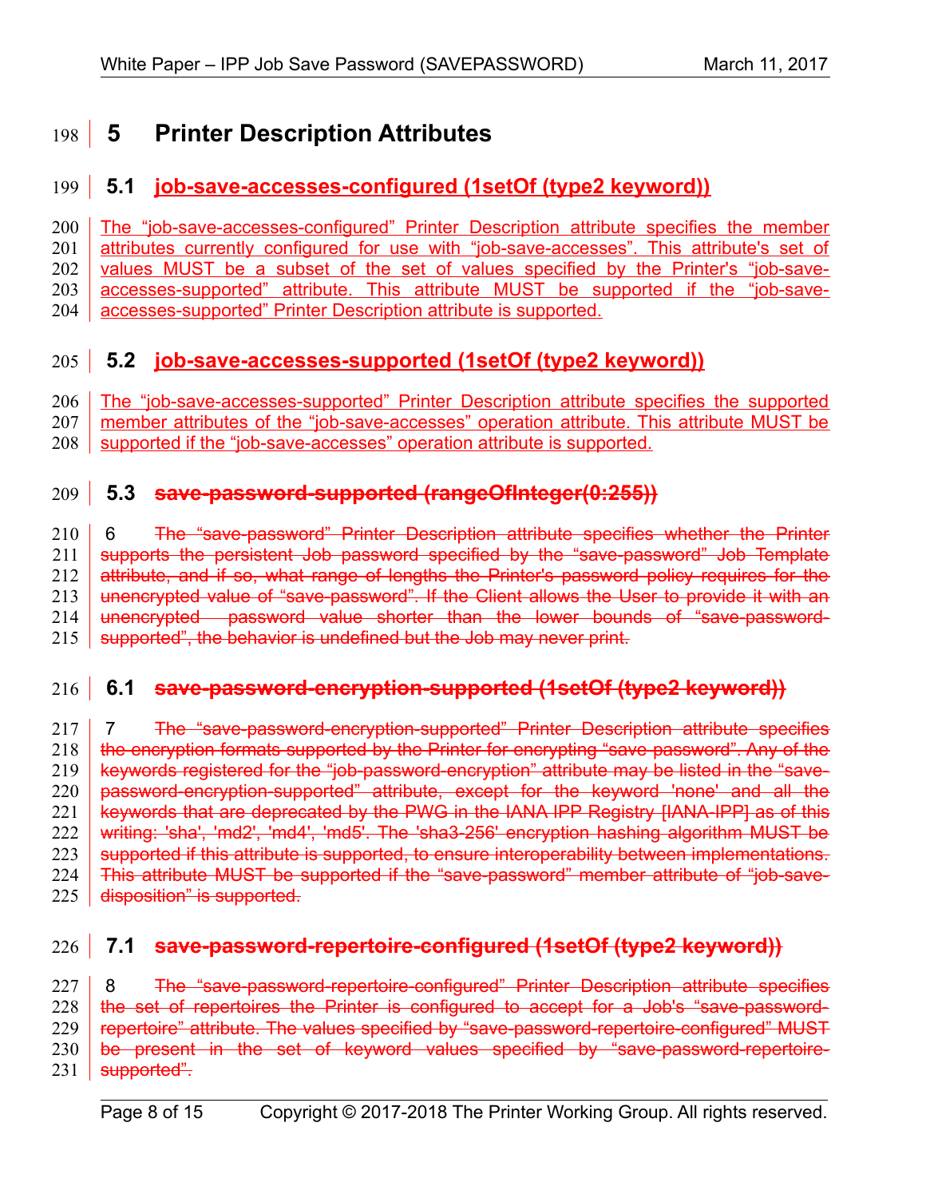# 5 Printer Description Attributes

## 5.1 job-save-accesses-configured (1setOf (type2 keyword))

The "job-save-accesses-configured" Printer Description attribute specifies the member attributes currently configured for use with "job-save-accesses". This attribute's set of values MUST be a subset of the set of values specified by the Printer's "job-save-accesses-supported" attribute. This attribute MUST be supported if the "job-save-accesses-supported" Printer Description attribute is supported.

## 5.2 job-save-accesses-supported (1setOf (type2 keyword))

The "job-save-accesses-supported" Printer Description attribute specifies the supported member attributes of the "job-save-accesses" operation attribute. This attribute MUST be supported if the "job-save-accesses" operation attribute is supported.

## 5.3 ~~save-password-supported (rangeOfInteger(0:255))~~

6 ~~The "save-password" Printer Description attribute specifies whether the Printer supports the persistent Job password specified by the "save-password" Job Template attribute, and if so, what range of lengths the Printer's password policy requires for the unencrypted value of "save-password". If the Client allows the User to provide it with an unencrypted password value shorter than the lower bounds of "save-password-supported", the behavior is undefined but the Job may never print.~~

## 6.1 ~~save-password-encryption-supported (1setOf (type2 keyword))~~

7 ~~The "save-password-encryption-supported" Printer Description attribute specifies the encryption formats supported by the Printer for encrypting "save password". Any of the keywords registered for the "job-password-encryption" attribute may be listed in the "save-password-encryption-supported" attribute, except for the keyword 'none' and all the keywords that are deprecated by the PWG in the IANA IPP Registry [IANA-IPP] as of this writing: 'sha', 'md2', 'md4', 'md5'. The 'sha3-256' encryption hashing algorithm MUST be supported if this attribute is supported, to ensure interoperability between implementations. This attribute MUST be supported if the "save-password" member attribute of "job-save-disposition" is supported.~~

## 7.1 ~~save-password-repertoire-configured (1setOf (type2 keyword))~~

8 ~~The "save-password-repertoire-configured" Printer Description attribute specifies the set of repertoires the Printer is configured to accept for a Job's "save-password-repertoire" attribute. The values specified by "save-password-repertoire-configured" MUST be present in the set of keyword values specified by "save-password-repertoire-supported".~~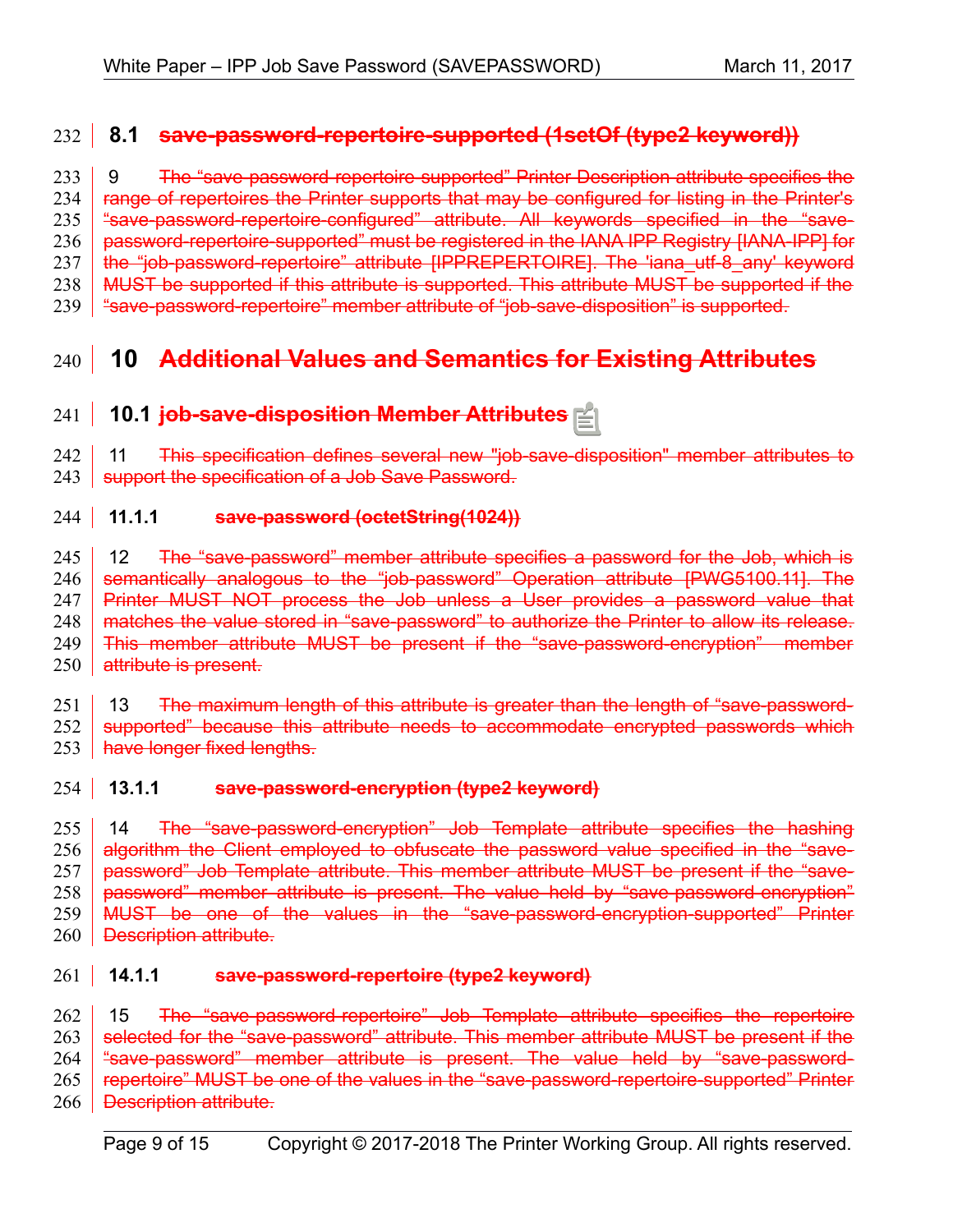## 8.1 save-password-repertoire-supported (1setOf (type2 keyword))

9 The "save-password-repertoire-supported" Printer Description attribute specifies the range of repertoires the Printer supports that may be configured for listing in the Printer's "save-password-repertoire-configured" attribute. All keywords specified in the "save-password-repertoire-supported" must be registered in the IANA IPP Registry [IANA-IPP] for the "job-password-repertoire" attribute [IPPREPERTOIRE]. The 'iana_utf-8_any' keyword MUST be supported if this attribute is supported. This attribute MUST be supported if the "save-password-repertoire" member attribute of "job-save-disposition" is supported.

# 10 Additional Values and Semantics for Existing Attributes

## 10.1 job-save-disposition Member Attributes

11 This specification defines several new "job-save-disposition" member attributes to support the specification of a Job Save Password.

### 11.1.1 save-password (octetString(1024))

12 The "save-password" member attribute specifies a password for the Job, which is semantically analogous to the "job-password" Operation attribute [PWG5100.11]. The Printer MUST NOT process the Job unless a User provides a password value that matches the value stored in "save-password" to authorize the Printer to allow its release. This member attribute MUST be present if the "save-password-encryption" member attribute is present.

13 The maximum length of this attribute is greater than the length of "save-password-supported" because this attribute needs to accommodate encrypted passwords which have longer fixed lengths.

### 13.1.1 save-password-encryption (type2 keyword)

14 The "save-password-encryption" Job Template attribute specifies the hashing algorithm the Client employed to obfuscate the password value specified in the "save-password" Job Template attribute. This member attribute MUST be present if the "save-password" member attribute is present. The value held by "save-password-encryption" MUST be one of the values in the "save-password-encryption-supported" Printer Description attribute.

### 14.1.1 save-password-repertoire (type2 keyword)

15 The "save-password-repertoire" Job Template attribute specifies the repertoire selected for the "save-password" attribute. This member attribute MUST be present if the "save-password" member attribute is present. The value held by "save-password-repertoire" MUST be one of the values in the "save-password-repertoire-supported" Printer Description attribute.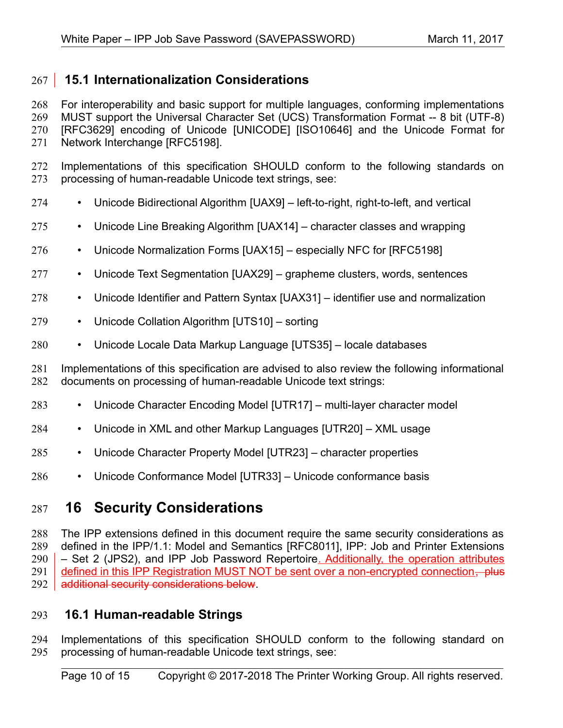## 15.1 Internationalization Considerations

For interoperability and basic support for multiple languages, conforming implementations MUST support the Universal Character Set (UCS) Transformation Format -- 8 bit (UTF-8) [RFC3629] encoding of Unicode [UNICODE] [ISO10646] and the Unicode Format for Network Interchange [RFC5198].

Implementations of this specification SHOULD conform to the following standards on processing of human-readable Unicode text strings, see:

- Unicode Bidirectional Algorithm [UAX9] – left-to-right, right-to-left, and vertical
- Unicode Line Breaking Algorithm [UAX14] – character classes and wrapping
- Unicode Normalization Forms [UAX15] – especially NFC for [RFC5198]
- Unicode Text Segmentation [UAX29] – grapheme clusters, words, sentences
- Unicode Identifier and Pattern Syntax [UAX31] – identifier use and normalization
- Unicode Collation Algorithm [UTS10] – sorting
- Unicode Locale Data Markup Language [UTS35] – locale databases

Implementations of this specification are advised to also review the following informational documents on processing of human-readable Unicode text strings:

- Unicode Character Encoding Model [UTR17] – multi-layer character model
- Unicode in XML and other Markup Languages [UTR20] – XML usage
- Unicode Character Property Model [UTR23] – character properties
- Unicode Conformance Model [UTR33] – Unicode conformance basis

# 16 Security Considerations

The IPP extensions defined in this document require the same security considerations as defined in the IPP/1.1: Model and Semantics [RFC8011], IPP: Job and Printer Extensions – Set 2 (JPS2), and IPP Job Password Repertoire. Additionally, the operation attributes defined in this IPP Registration MUST NOT be sent over a non-encrypted connection~~, plus additional security considerations below~~.

## 16.1 Human-readable Strings

Implementations of this specification SHOULD conform to the following standard on processing of human-readable Unicode text strings, see: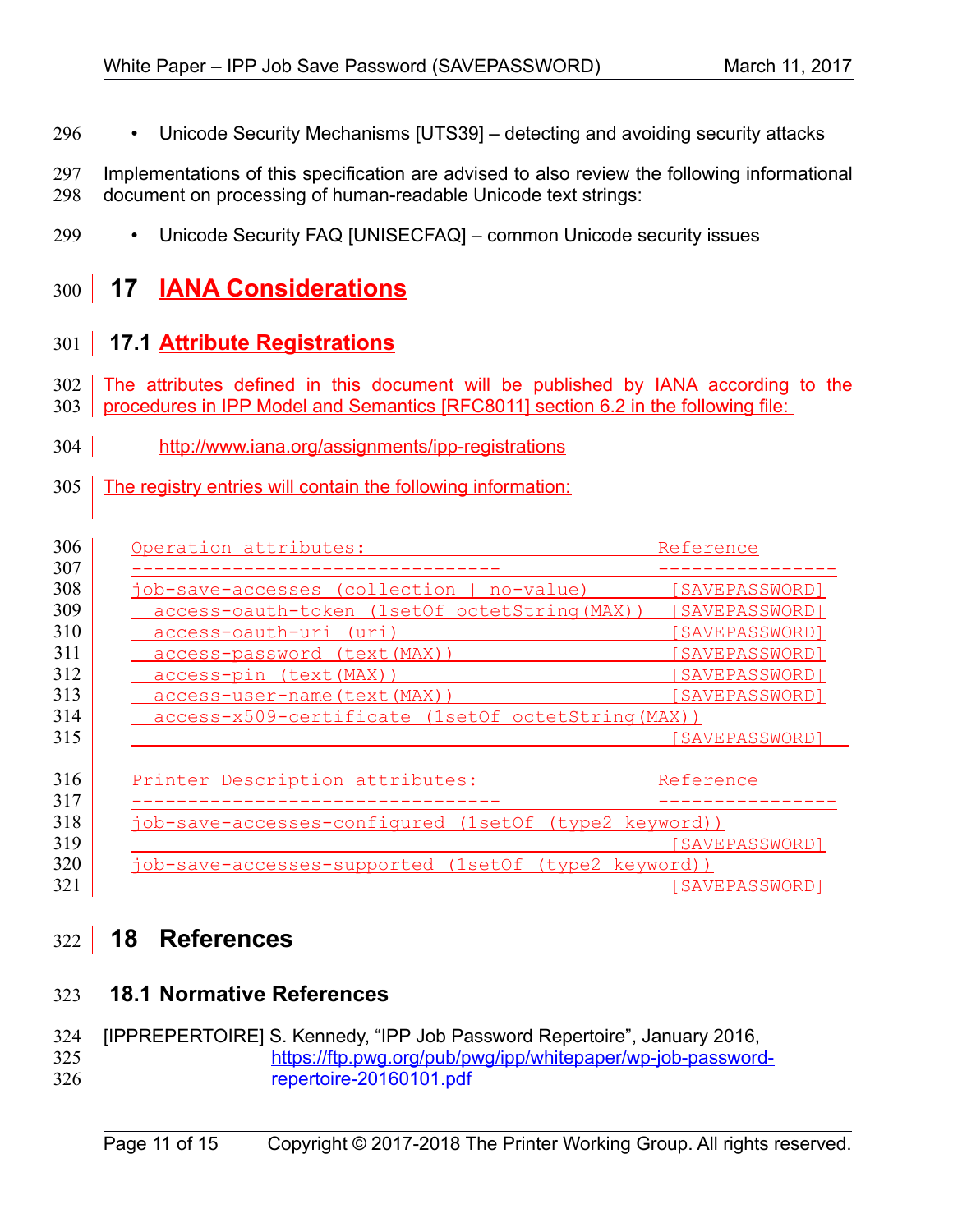- Unicode Security Mechanisms [UTS39] – detecting and avoiding security attacks

Implementations of this specification are advised to also review the following informational document on processing of human-readable Unicode text strings:

- Unicode Security FAQ [UNISECFAQ] – common Unicode security issues

# 17 IANA Considerations

## 17.1 Attribute Registrations

The attributes defined in this document will be published by IANA according to the procedures in IPP Model and Semantics [RFC8011] section 6.2 in the following file:

http://www.iana.org/assignments/ipp-registrations

The registry entries will contain the following information:

```
Operation attributes:                               Reference
---------------------------------                   ----------------
job-save-accesses (collection | no-value)           [SAVEPASSWORD]
  access-oauth-token (1setOf octetString(MAX))      [SAVEPASSWORD]
  access-oauth-uri (uri)                            [SAVEPASSWORD]
  access-password (text(MAX))                       [SAVEPASSWORD]
  access-pin (text(MAX))                            [SAVEPASSWORD]
  access-user-name(text(MAX))                       [SAVEPASSWORD]
  access-x509-certificate (1setOf octetString(MAX))
                                                    [SAVEPASSWORD]

Printer Description attributes:                     Reference
---------------------------------                   ----------------
job-save-accesses-configured (1setOf (type2 keyword))
                                                    [SAVEPASSWORD]
job-save-accesses-supported (1setOf (type2 keyword))
                                                    [SAVEPASSWORD]
```

# 18 References

## 18.1 Normative References

[IPPREPERTOIRE] S. Kennedy, "IPP Job Password Repertoire", January 2016, https://ftp.pwg.org/pub/pwg/ipp/whitepaper/wp-job-password-repertoire-20160101.pdf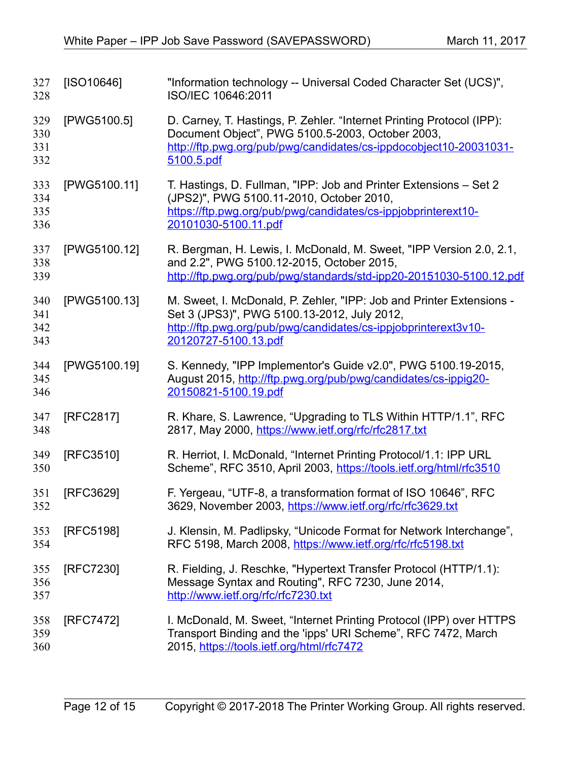[ISO10646] "Information technology -- Universal Coded Character Set (UCS)", ISO/IEC 10646:2011

[PWG5100.5] D. Carney, T. Hastings, P. Zehler. "Internet Printing Protocol (IPP): Document Object", PWG 5100.5-2003, October 2003, http://ftp.pwg.org/pub/pwg/candidates/cs-ippdocobject10-20031031-5100.5.pdf

[PWG5100.11] T. Hastings, D. Fullman, "IPP: Job and Printer Extensions – Set 2 (JPS2)", PWG 5100.11-2010, October 2010, https://ftp.pwg.org/pub/pwg/candidates/cs-ippjobprinterext10-20101030-5100.11.pdf

[PWG5100.12] R. Bergman, H. Lewis, I. McDonald, M. Sweet, "IPP Version 2.0, 2.1, and 2.2", PWG 5100.12-2015, October 2015, http://ftp.pwg.org/pub/pwg/standards/std-ipp20-20151030-5100.12.pdf

[PWG5100.13] M. Sweet, I. McDonald, P. Zehler, "IPP: Job and Printer Extensions - Set 3 (JPS3)", PWG 5100.13-2012, July 2012, http://ftp.pwg.org/pub/pwg/candidates/cs-ippjobprinterext3v10-20120727-5100.13.pdf

[PWG5100.19] S. Kennedy, "IPP Implementor's Guide v2.0", PWG 5100.19-2015, August 2015, http://ftp.pwg.org/pub/pwg/candidates/cs-ippig20-20150821-5100.19.pdf

[RFC2817] R. Khare, S. Lawrence, "Upgrading to TLS Within HTTP/1.1", RFC 2817, May 2000, https://www.ietf.org/rfc/rfc2817.txt

[RFC3510] R. Herriot, I. McDonald, "Internet Printing Protocol/1.1: IPP URL Scheme", RFC 3510, April 2003, https://tools.ietf.org/html/rfc3510

[RFC3629] F. Yergeau, "UTF-8, a transformation format of ISO 10646", RFC 3629, November 2003, https://www.ietf.org/rfc/rfc3629.txt

[RFC5198] J. Klensin, M. Padlipsky, "Unicode Format for Network Interchange", RFC 5198, March 2008, https://www.ietf.org/rfc/rfc5198.txt

[RFC7230] R. Fielding, J. Reschke, "Hypertext Transfer Protocol (HTTP/1.1): Message Syntax and Routing", RFC 7230, June 2014, http://www.ietf.org/rfc/rfc7230.txt

[RFC7472] I. McDonald, M. Sweet, "Internet Printing Protocol (IPP) over HTTPS Transport Binding and the 'ipps' URI Scheme", RFC 7472, March 2015, https://tools.ietf.org/html/rfc7472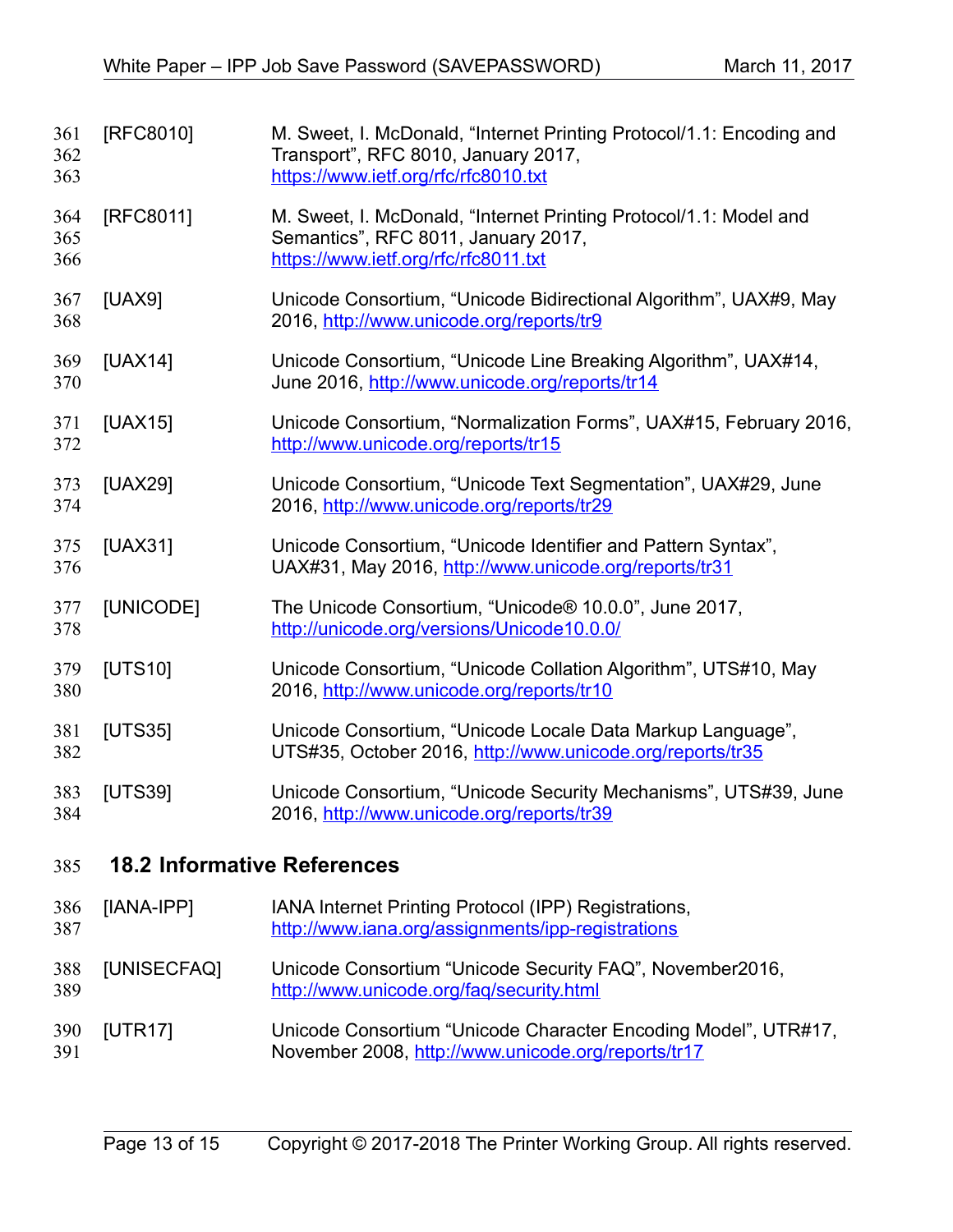[RFC8010] M. Sweet, I. McDonald, "Internet Printing Protocol/1.1: Encoding and Transport", RFC 8010, January 2017, https://www.ietf.org/rfc/rfc8010.txt

[RFC8011] M. Sweet, I. McDonald, "Internet Printing Protocol/1.1: Model and Semantics", RFC 8011, January 2017, https://www.ietf.org/rfc/rfc8011.txt

[UAX9] Unicode Consortium, "Unicode Bidirectional Algorithm", UAX#9, May 2016, http://www.unicode.org/reports/tr9

[UAX14] Unicode Consortium, "Unicode Line Breaking Algorithm", UAX#14, June 2016, http://www.unicode.org/reports/tr14

[UAX15] Unicode Consortium, "Normalization Forms", UAX#15, February 2016, http://www.unicode.org/reports/tr15

[UAX29] Unicode Consortium, "Unicode Text Segmentation", UAX#29, June 2016, http://www.unicode.org/reports/tr29

[UAX31] Unicode Consortium, "Unicode Identifier and Pattern Syntax", UAX#31, May 2016, http://www.unicode.org/reports/tr31

[UNICODE] The Unicode Consortium, "Unicode® 10.0.0", June 2017, http://unicode.org/versions/Unicode10.0.0/

[UTS10] Unicode Consortium, "Unicode Collation Algorithm", UTS#10, May 2016, http://www.unicode.org/reports/tr10

[UTS35] Unicode Consortium, "Unicode Locale Data Markup Language", UTS#35, October 2016, http://www.unicode.org/reports/tr35

[UTS39] Unicode Consortium, "Unicode Security Mechanisms", UTS#39, June 2016, http://www.unicode.org/reports/tr39

## 18.2 Informative References

[IANA-IPP] IANA Internet Printing Protocol (IPP) Registrations, http://www.iana.org/assignments/ipp-registrations

[UNISECFAQ] Unicode Consortium "Unicode Security FAQ", November2016, http://www.unicode.org/faq/security.html

[UTR17] Unicode Consortium "Unicode Character Encoding Model", UTR#17, November 2008, http://www.unicode.org/reports/tr17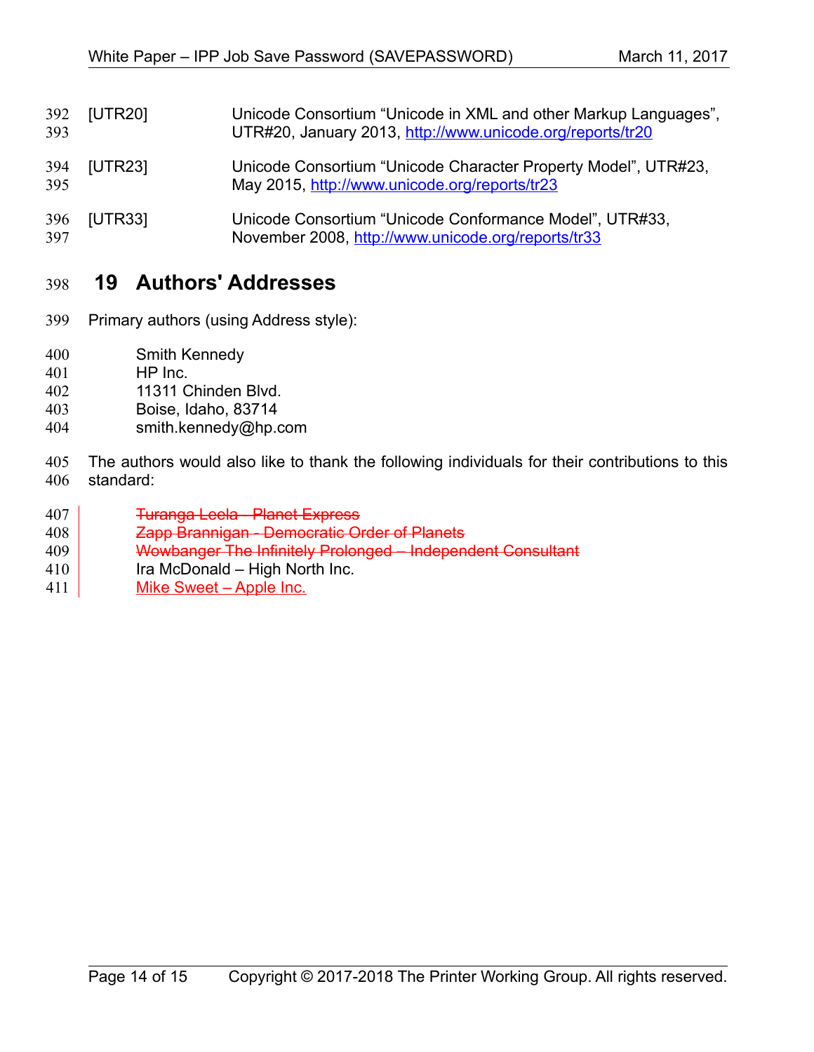[UTR20] Unicode Consortium "Unicode in XML and other Markup Languages", UTR#20, January 2013, http://www.unicode.org/reports/tr20

[UTR23] Unicode Consortium "Unicode Character Property Model", UTR#23, May 2015, http://www.unicode.org/reports/tr23

[UTR33] Unicode Consortium "Unicode Conformance Model", UTR#33, November 2008, http://www.unicode.org/reports/tr33

# 19 Authors' Addresses

Primary authors (using Address style):

Smith Kennedy
HP Inc.
11311 Chinden Blvd.
Boise, Idaho, 83714
smith.kennedy@hp.com

The authors would also like to thank the following individuals for their contributions to this standard:

~~Turanga Leela - Planet Express~~
~~Zapp Brannigan - Democratic Order of Planets~~
~~Wowbanger The Infinitely Prolonged – Independent Consultant~~
Ira McDonald – High North Inc.
Mike Sweet – Apple Inc.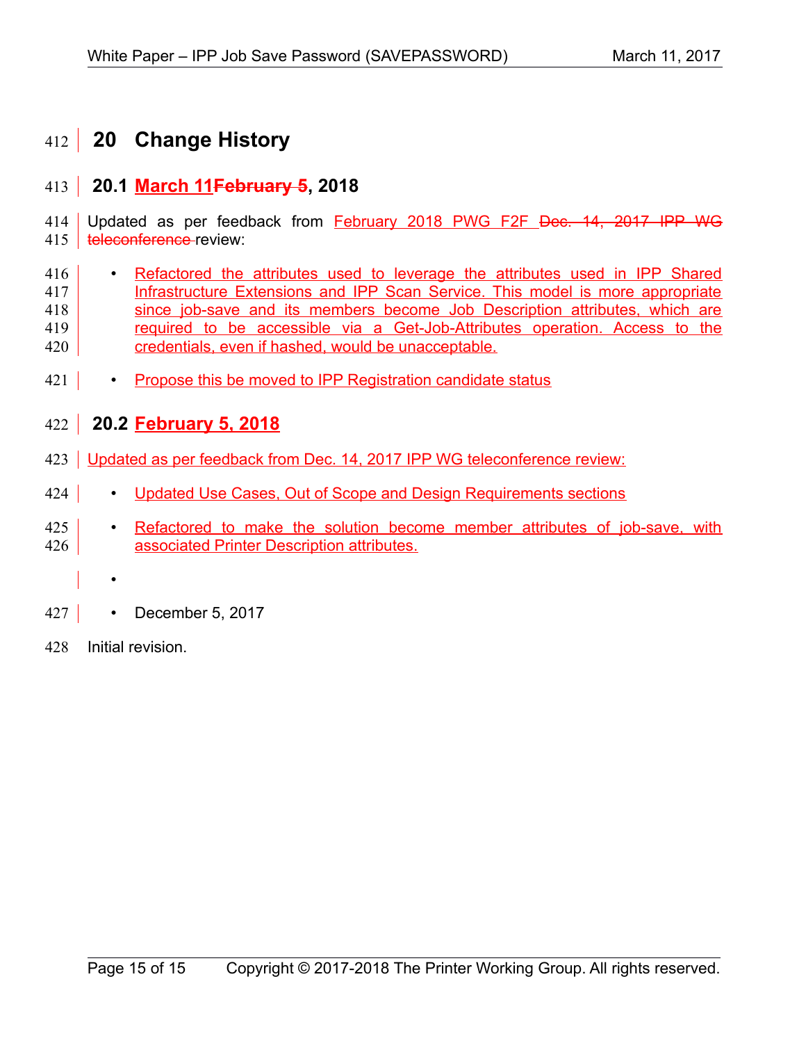# 20 Change History

## 20.1 March 11February 5, 2018

Updated as per feedback from February 2018 PWG F2F Dec. 14, 2017 IPP WG teleconference review:

- Refactored the attributes used to leverage the attributes used in IPP Shared Infrastructure Extensions and IPP Scan Service. This model is more appropriate since job-save and its members become Job Description attributes, which are required to be accessible via a Get-Job-Attributes operation. Access to the credentials, even if hashed, would be unacceptable.
- Propose this be moved to IPP Registration candidate status

## 20.2 February 5, 2018

Updated as per feedback from Dec. 14, 2017 IPP WG teleconference review:

- Updated Use Cases, Out of Scope and Design Requirements sections
- Refactored to make the solution become member attributes of job-save, with associated Printer Description attributes.
- 
- December 5, 2017

Initial revision.